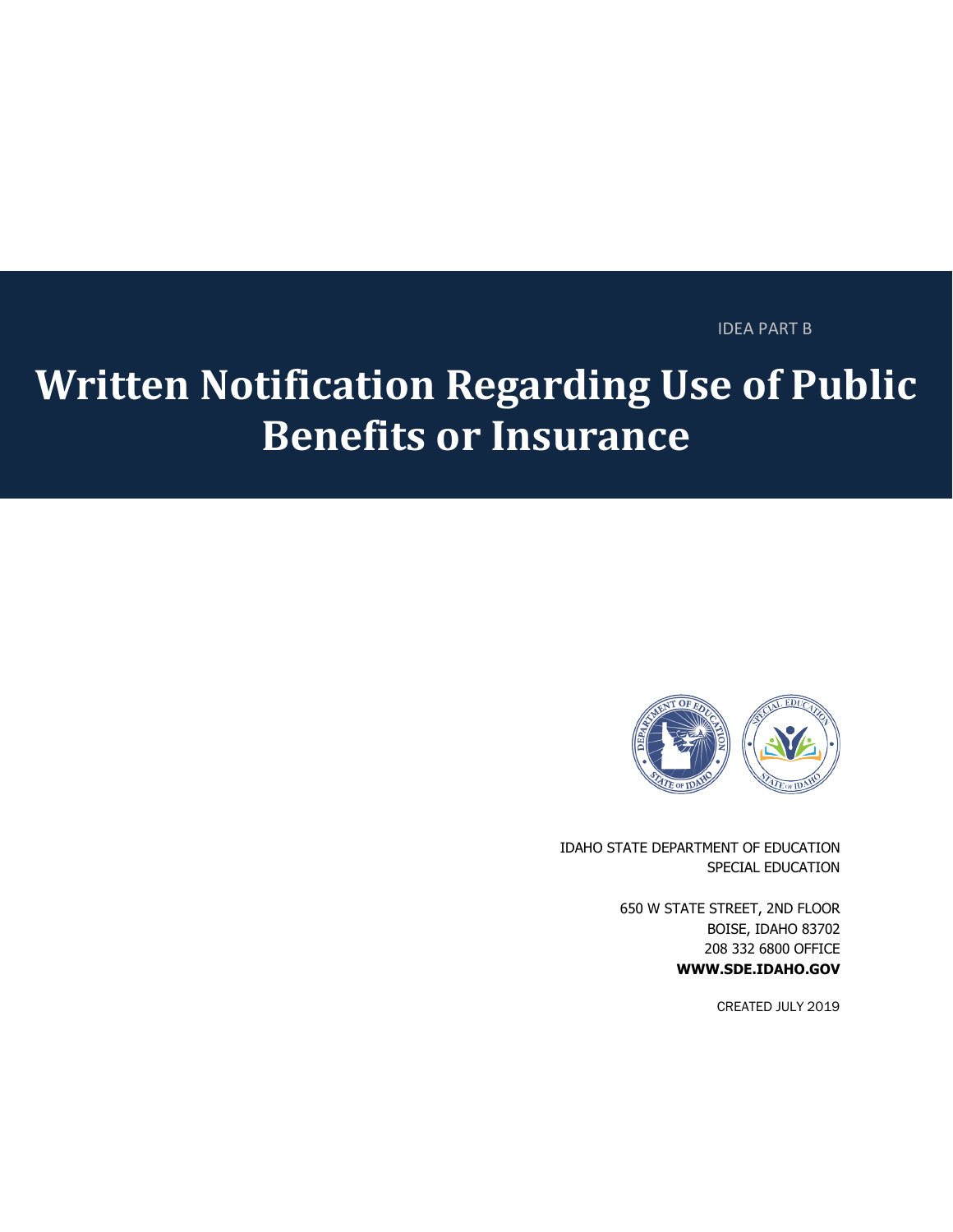IDEA PART B

# Written Notification Regarding Use of Public Benefits or Insurance

IDAHO STATE DEPARTMENT OF EDUCATION
SPECIAL EDUCATION

650 W STATE STREET, 2ND FLOOR
BOISE, IDAHO 83702
208 332 6800 OFFICE
**WWW.SDE.IDAHO.GOV**

CREATED JULY 2019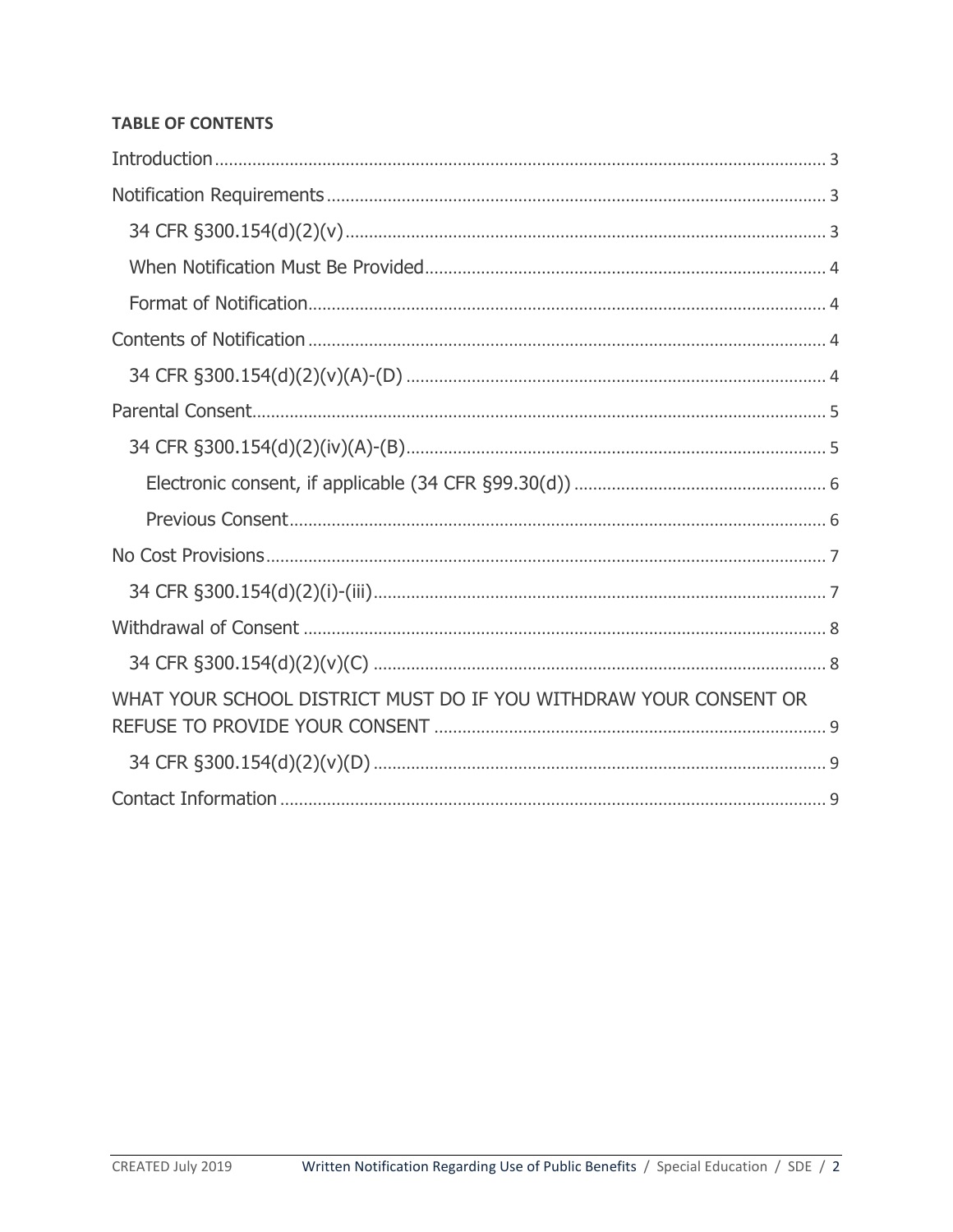**TABLE OF CONTENTS**

- Introduction ..... 3
- Notification Requirements ..... 3
  - 34 CFR §300.154(d)(2)(v) ..... 3
  - When Notification Must Be Provided ..... 4
  - Format of Notification ..... 4
- Contents of Notification ..... 4
  - 34 CFR §300.154(d)(2)(v)(A)-(D) ..... 4
- Parental Consent ..... 5
  - 34 CFR §300.154(d)(2)(iv)(A)-(B) ..... 5
    - Electronic consent, if applicable (34 CFR §99.30(d)) ..... 6
    - Previous Consent ..... 6
- No Cost Provisions ..... 7
  - 34 CFR §300.154(d)(2)(i)-(iii) ..... 7
- Withdrawal of Consent ..... 8
  - 34 CFR §300.154(d)(2)(v)(C) ..... 8
- WHAT YOUR SCHOOL DISTRICT MUST DO IF YOU WITHDRAW YOUR CONSENT OR REFUSE TO PROVIDE YOUR CONSENT ..... 9
  - 34 CFR §300.154(d)(2)(v)(D) ..... 9
- Contact Information ..... 9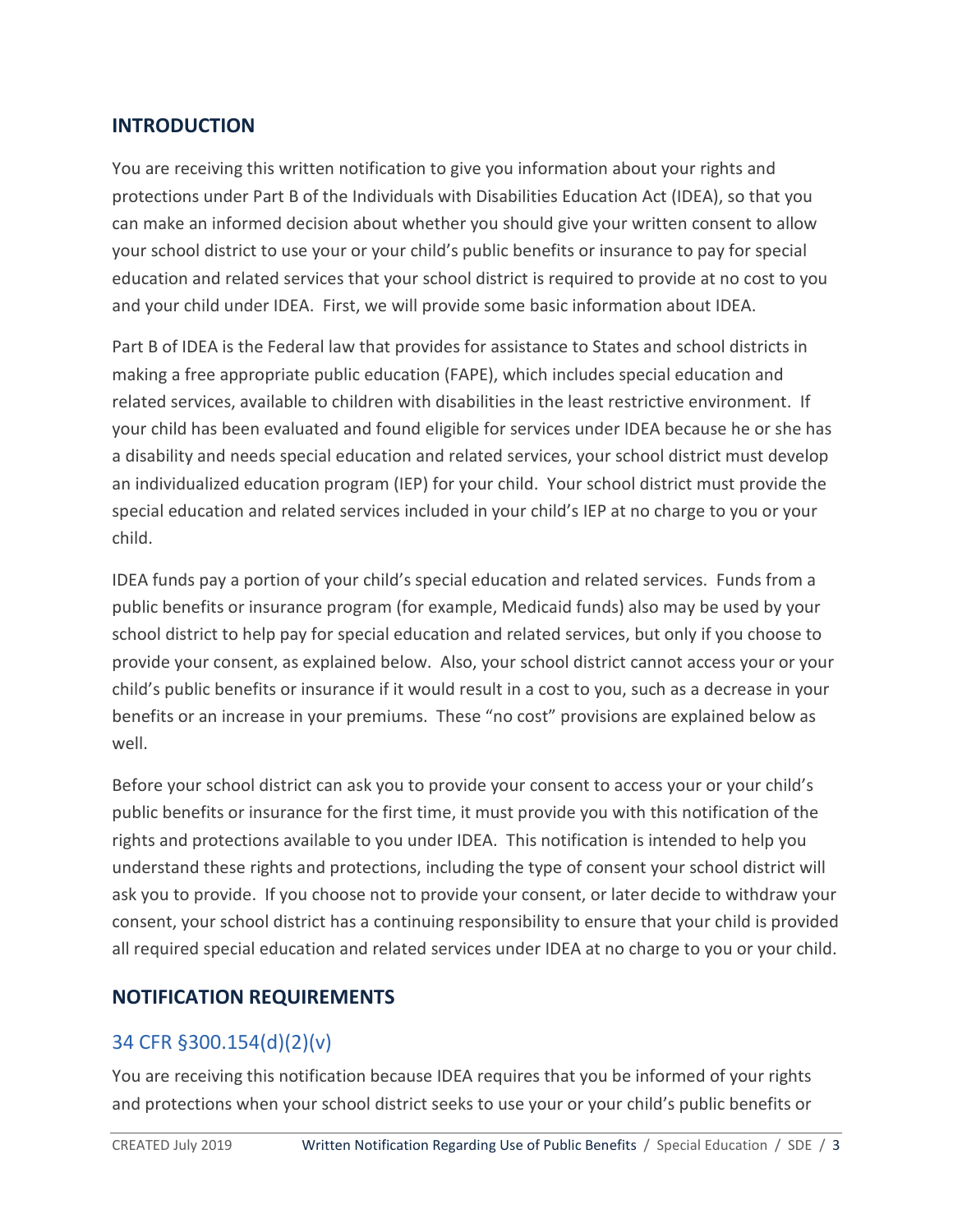## INTRODUCTION

You are receiving this written notification to give you information about your rights and protections under Part B of the Individuals with Disabilities Education Act (IDEA), so that you can make an informed decision about whether you should give your written consent to allow your school district to use your or your child's public benefits or insurance to pay for special education and related services that your school district is required to provide at no cost to you and your child under IDEA. First, we will provide some basic information about IDEA.

Part B of IDEA is the Federal law that provides for assistance to States and school districts in making a free appropriate public education (FAPE), which includes special education and related services, available to children with disabilities in the least restrictive environment. If your child has been evaluated and found eligible for services under IDEA because he or she has a disability and needs special education and related services, your school district must develop an individualized education program (IEP) for your child. Your school district must provide the special education and related services included in your child's IEP at no charge to you or your child.

IDEA funds pay a portion of your child's special education and related services. Funds from a public benefits or insurance program (for example, Medicaid funds) also may be used by your school district to help pay for special education and related services, but only if you choose to provide your consent, as explained below. Also, your school district cannot access your or your child's public benefits or insurance if it would result in a cost to you, such as a decrease in your benefits or an increase in your premiums. These "no cost" provisions are explained below as well.

Before your school district can ask you to provide your consent to access your or your child's public benefits or insurance for the first time, it must provide you with this notification of the rights and protections available to you under IDEA. This notification is intended to help you understand these rights and protections, including the type of consent your school district will ask you to provide. If you choose not to provide your consent, or later decide to withdraw your consent, your school district has a continuing responsibility to ensure that your child is provided all required special education and related services under IDEA at no charge to you or your child.

## NOTIFICATION REQUIREMENTS

### 34 CFR §300.154(d)(2)(v)

You are receiving this notification because IDEA requires that you be informed of your rights and protections when your school district seeks to use your or your child's public benefits or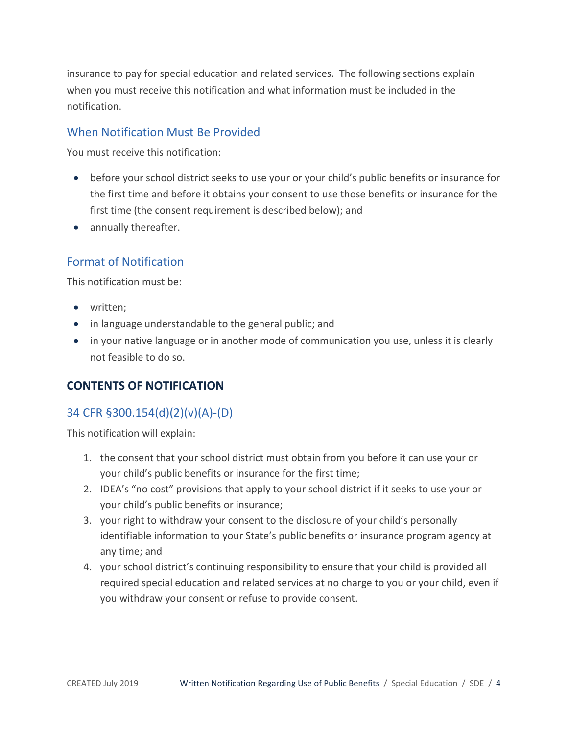insurance to pay for special education and related services. The following sections explain when you must receive this notification and what information must be included in the notification.

### When Notification Must Be Provided

You must receive this notification:

- before your school district seeks to use your or your child's public benefits or insurance for the first time and before it obtains your consent to use those benefits or insurance for the first time (the consent requirement is described below); and
- annually thereafter.

### Format of Notification

This notification must be:

- written;
- in language understandable to the general public; and
- in your native language or in another mode of communication you use, unless it is clearly not feasible to do so.

## CONTENTS OF NOTIFICATION

### 34 CFR §300.154(d)(2)(v)(A)-(D)

This notification will explain:

1. the consent that your school district must obtain from you before it can use your or your child's public benefits or insurance for the first time;
2. IDEA's "no cost" provisions that apply to your school district if it seeks to use your or your child's public benefits or insurance;
3. your right to withdraw your consent to the disclosure of your child's personally identifiable information to your State's public benefits or insurance program agency at any time; and
4. your school district's continuing responsibility to ensure that your child is provided all required special education and related services at no charge to you or your child, even if you withdraw your consent or refuse to provide consent.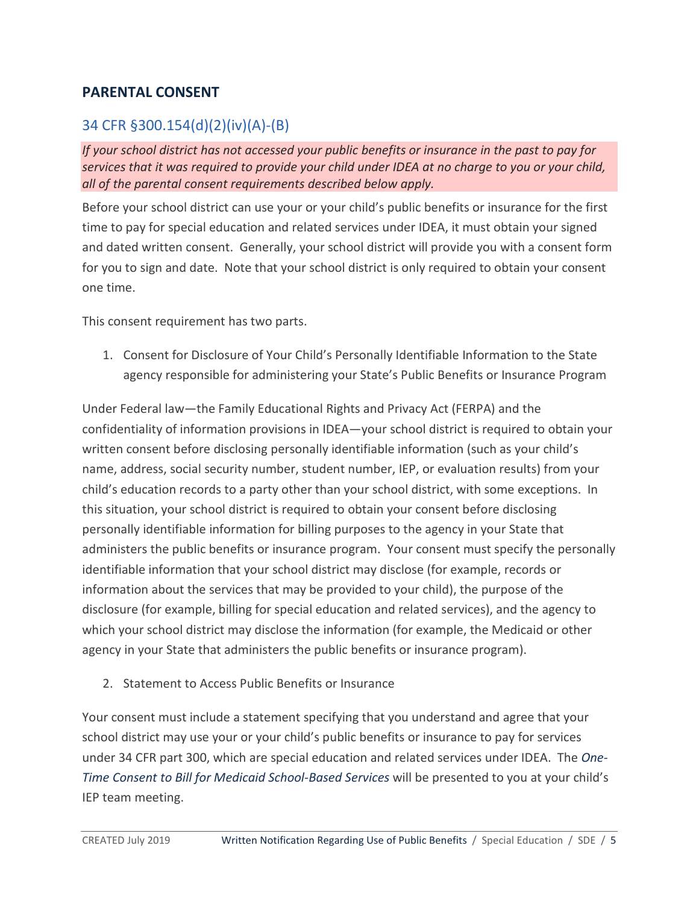## PARENTAL CONSENT

### 34 CFR §300.154(d)(2)(iv)(A)-(B)

*If your school district has not accessed your public benefits or insurance in the past to pay for services that it was required to provide your child under IDEA at no charge to you or your child, all of the parental consent requirements described below apply.*

Before your school district can use your or your child's public benefits or insurance for the first time to pay for special education and related services under IDEA, it must obtain your signed and dated written consent. Generally, your school district will provide you with a consent form for you to sign and date. Note that your school district is only required to obtain your consent one time.

This consent requirement has two parts.

1. Consent for Disclosure of Your Child's Personally Identifiable Information to the State agency responsible for administering your State's Public Benefits or Insurance Program

Under Federal law—the Family Educational Rights and Privacy Act (FERPA) and the confidentiality of information provisions in IDEA—your school district is required to obtain your written consent before disclosing personally identifiable information (such as your child's name, address, social security number, student number, IEP, or evaluation results) from your child's education records to a party other than your school district, with some exceptions. In this situation, your school district is required to obtain your consent before disclosing personally identifiable information for billing purposes to the agency in your State that administers the public benefits or insurance program. Your consent must specify the personally identifiable information that your school district may disclose (for example, records or information about the services that may be provided to your child), the purpose of the disclosure (for example, billing for special education and related services), and the agency to which your school district may disclose the information (for example, the Medicaid or other agency in your State that administers the public benefits or insurance program).

2. Statement to Access Public Benefits or Insurance

Your consent must include a statement specifying that you understand and agree that your school district may use your or your child's public benefits or insurance to pay for services under 34 CFR part 300, which are special education and related services under IDEA. The *One-Time Consent to Bill for Medicaid School-Based Services* will be presented to you at your child's IEP team meeting.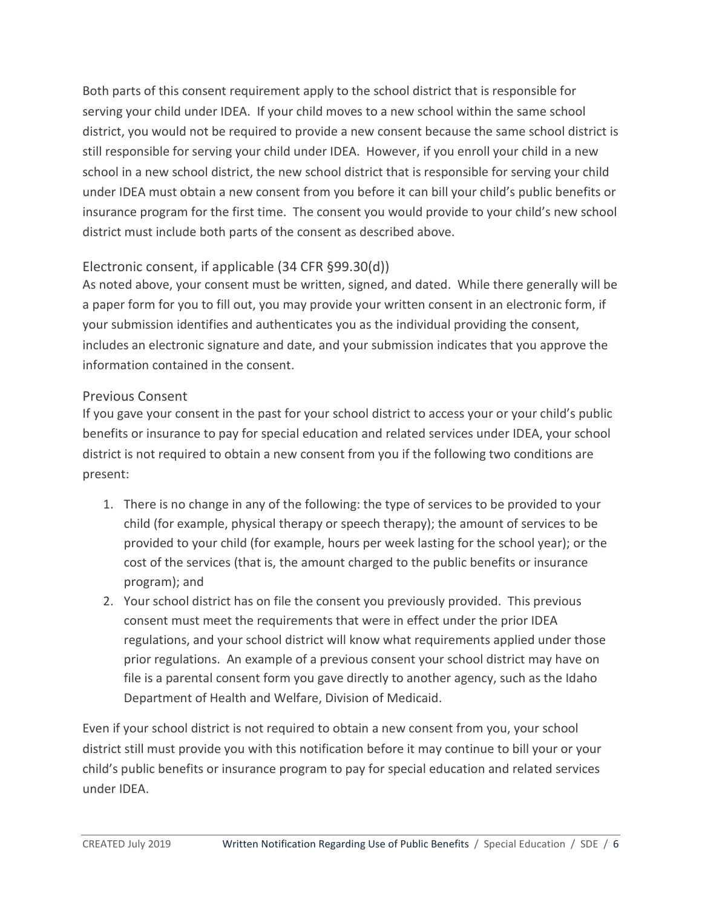Both parts of this consent requirement apply to the school district that is responsible for serving your child under IDEA. If your child moves to a new school within the same school district, you would not be required to provide a new consent because the same school district is still responsible for serving your child under IDEA. However, if you enroll your child in a new school in a new school district, the new school district that is responsible for serving your child under IDEA must obtain a new consent from you before it can bill your child's public benefits or insurance program for the first time. The consent you would provide to your child's new school district must include both parts of the consent as described above.

## Electronic consent, if applicable (34 CFR §99.30(d))

As noted above, your consent must be written, signed, and dated. While there generally will be a paper form for you to fill out, you may provide your written consent in an electronic form, if your submission identifies and authenticates you as the individual providing the consent, includes an electronic signature and date, and your submission indicates that you approve the information contained in the consent.

## Previous Consent

If you gave your consent in the past for your school district to access your or your child's public benefits or insurance to pay for special education and related services under IDEA, your school district is not required to obtain a new consent from you if the following two conditions are present:

1. There is no change in any of the following: the type of services to be provided to your child (for example, physical therapy or speech therapy); the amount of services to be provided to your child (for example, hours per week lasting for the school year); or the cost of the services (that is, the amount charged to the public benefits or insurance program); and
2. Your school district has on file the consent you previously provided. This previous consent must meet the requirements that were in effect under the prior IDEA regulations, and your school district will know what requirements applied under those prior regulations. An example of a previous consent your school district may have on file is a parental consent form you gave directly to another agency, such as the Idaho Department of Health and Welfare, Division of Medicaid.

Even if your school district is not required to obtain a new consent from you, your school district still must provide you with this notification before it may continue to bill your or your child's public benefits or insurance program to pay for special education and related services under IDEA.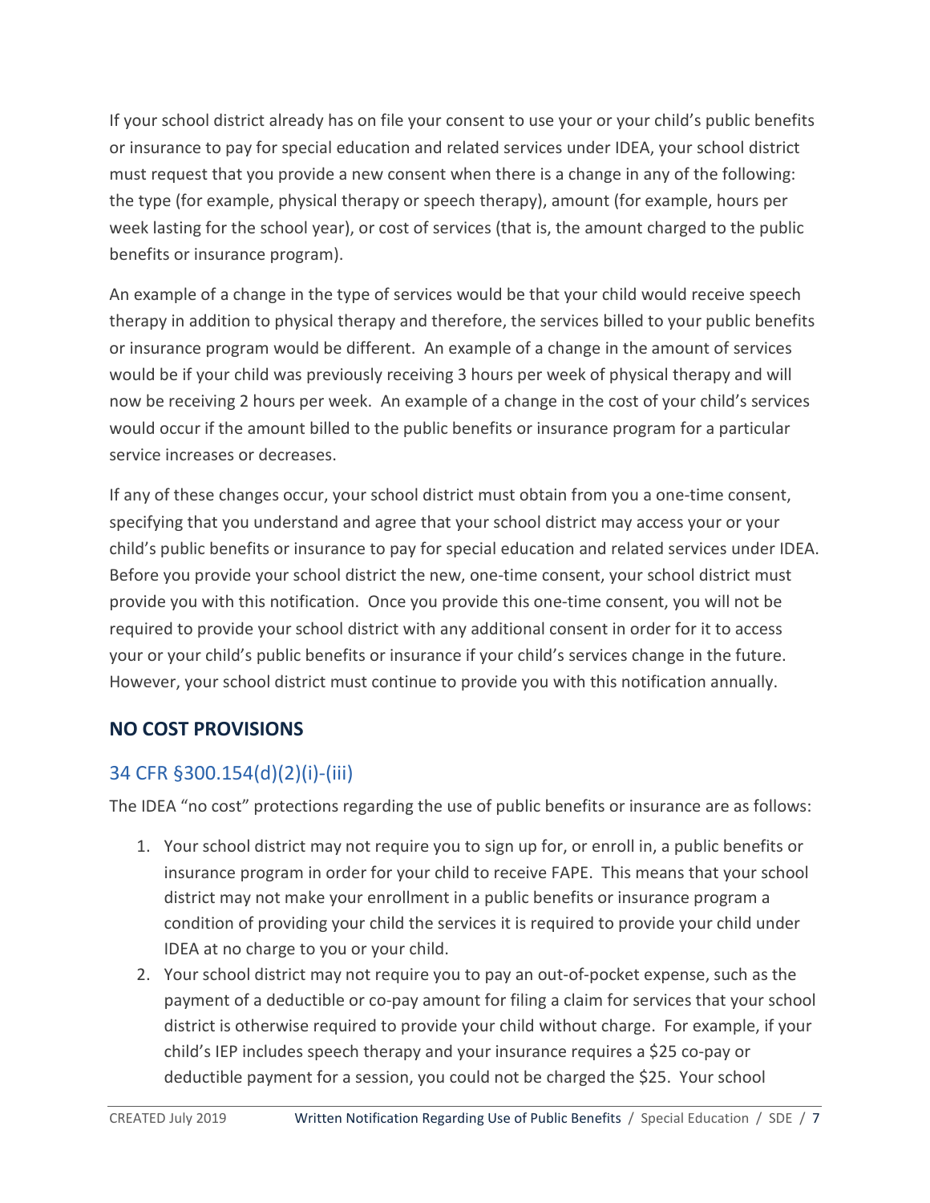If your school district already has on file your consent to use your or your child's public benefits or insurance to pay for special education and related services under IDEA, your school district must request that you provide a new consent when there is a change in any of the following: the type (for example, physical therapy or speech therapy), amount (for example, hours per week lasting for the school year), or cost of services (that is, the amount charged to the public benefits or insurance program).

An example of a change in the type of services would be that your child would receive speech therapy in addition to physical therapy and therefore, the services billed to your public benefits or insurance program would be different. An example of a change in the amount of services would be if your child was previously receiving 3 hours per week of physical therapy and will now be receiving 2 hours per week. An example of a change in the cost of your child's services would occur if the amount billed to the public benefits or insurance program for a particular service increases or decreases.

If any of these changes occur, your school district must obtain from you a one-time consent, specifying that you understand and agree that your school district may access your or your child's public benefits or insurance to pay for special education and related services under IDEA. Before you provide your school district the new, one-time consent, your school district must provide you with this notification. Once you provide this one-time consent, you will not be required to provide your school district with any additional consent in order for it to access your or your child's public benefits or insurance if your child's services change in the future. However, your school district must continue to provide you with this notification annually.

## NO COST PROVISIONS

### 34 CFR §300.154(d)(2)(i)-(iii)

The IDEA "no cost" protections regarding the use of public benefits or insurance are as follows:

1. Your school district may not require you to sign up for, or enroll in, a public benefits or insurance program in order for your child to receive FAPE. This means that your school district may not make your enrollment in a public benefits or insurance program a condition of providing your child the services it is required to provide your child under IDEA at no charge to you or your child.
2. Your school district may not require you to pay an out-of-pocket expense, such as the payment of a deductible or co-pay amount for filing a claim for services that your school district is otherwise required to provide your child without charge. For example, if your child's IEP includes speech therapy and your insurance requires a $25 co-pay or deductible payment for a session, you could not be charged the $25. Your school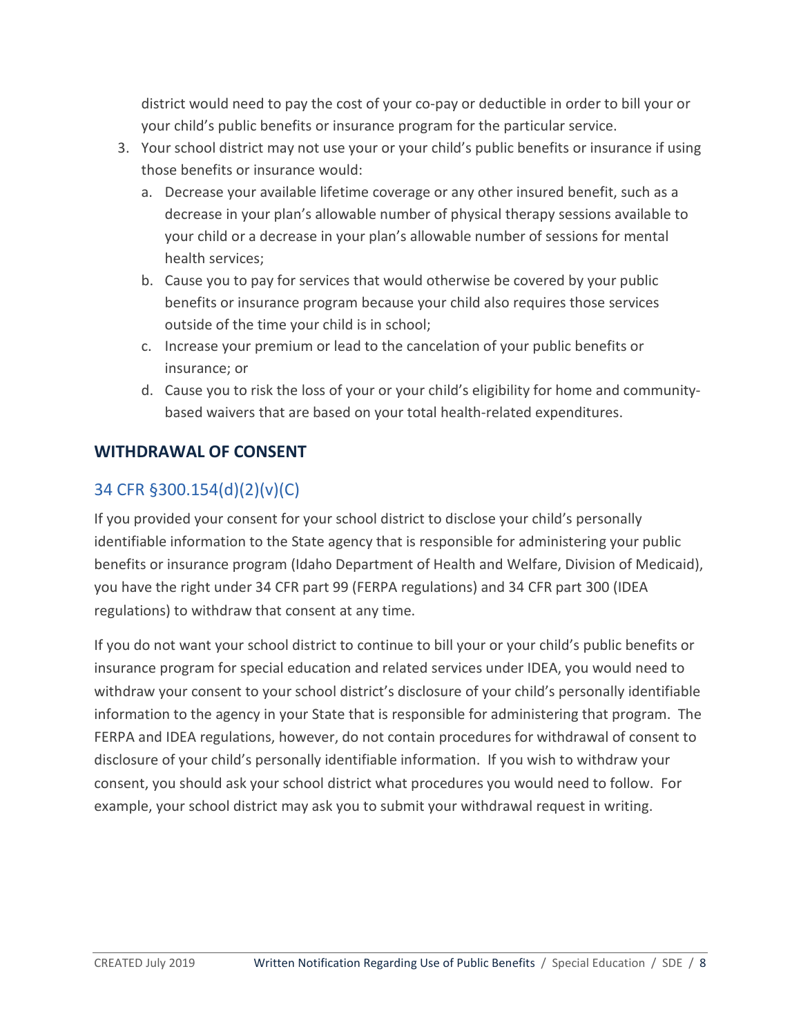district would need to pay the cost of your co-pay or deductible in order to bill your or your child's public benefits or insurance program for the particular service.

3. Your school district may not use your or your child's public benefits or insurance if using those benefits or insurance would:
   a. Decrease your available lifetime coverage or any other insured benefit, such as a decrease in your plan's allowable number of physical therapy sessions available to your child or a decrease in your plan's allowable number of sessions for mental health services;
   b. Cause you to pay for services that would otherwise be covered by your public benefits or insurance program because your child also requires those services outside of the time your child is in school;
   c. Increase your premium or lead to the cancelation of your public benefits or insurance; or
   d. Cause you to risk the loss of your or your child's eligibility for home and community-based waivers that are based on your total health-related expenditures.

## WITHDRAWAL OF CONSENT

### 34 CFR §300.154(d)(2)(v)(C)

If you provided your consent for your school district to disclose your child's personally identifiable information to the State agency that is responsible for administering your public benefits or insurance program (Idaho Department of Health and Welfare, Division of Medicaid), you have the right under 34 CFR part 99 (FERPA regulations) and 34 CFR part 300 (IDEA regulations) to withdraw that consent at any time.

If you do not want your school district to continue to bill your or your child's public benefits or insurance program for special education and related services under IDEA, you would need to withdraw your consent to your school district's disclosure of your child's personally identifiable information to the agency in your State that is responsible for administering that program. The FERPA and IDEA regulations, however, do not contain procedures for withdrawal of consent to disclosure of your child's personally identifiable information. If you wish to withdraw your consent, you should ask your school district what procedures you would need to follow. For example, your school district may ask you to submit your withdrawal request in writing.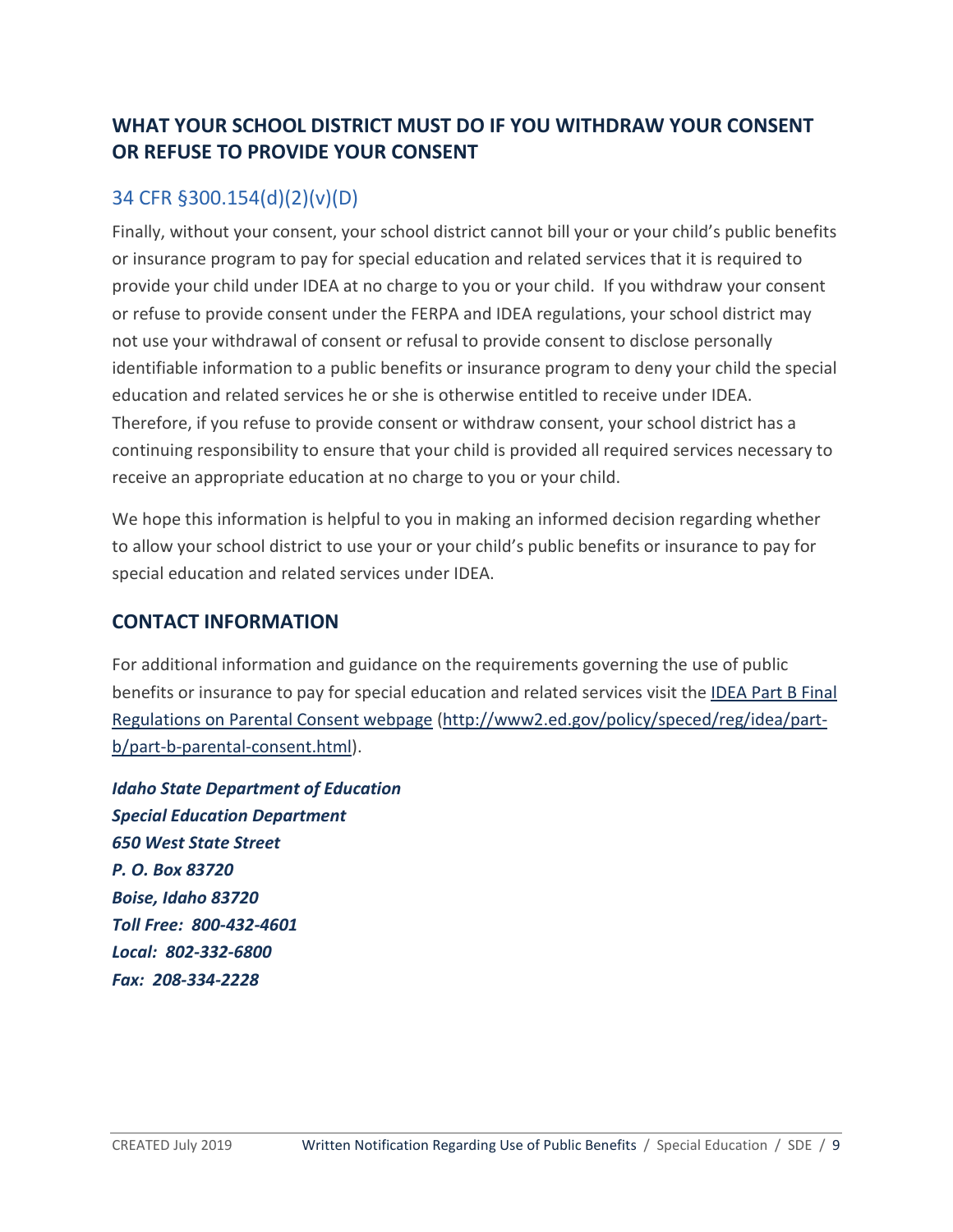## WHAT YOUR SCHOOL DISTRICT MUST DO IF YOU WITHDRAW YOUR CONSENT OR REFUSE TO PROVIDE YOUR CONSENT

### 34 CFR §300.154(d)(2)(v)(D)

Finally, without your consent, your school district cannot bill your or your child's public benefits or insurance program to pay for special education and related services that it is required to provide your child under IDEA at no charge to you or your child. If you withdraw your consent or refuse to provide consent under the FERPA and IDEA regulations, your school district may not use your withdrawal of consent or refusal to provide consent to disclose personally identifiable information to a public benefits or insurance program to deny your child the special education and related services he or she is otherwise entitled to receive under IDEA. Therefore, if you refuse to provide consent or withdraw consent, your school district has a continuing responsibility to ensure that your child is provided all required services necessary to receive an appropriate education at no charge to you or your child.

We hope this information is helpful to you in making an informed decision regarding whether to allow your school district to use your or your child's public benefits or insurance to pay for special education and related services under IDEA.

## CONTACT INFORMATION

For additional information and guidance on the requirements governing the use of public benefits or insurance to pay for special education and related services visit the IDEA Part B Final Regulations on Parental Consent webpage (http://www2.ed.gov/policy/speced/reg/idea/part-b/part-b-parental-consent.html).

***Idaho State Department of Education***
***Special Education Department***
***650 West State Street***
***P. O. Box 83720***
***Boise, Idaho 83720***
***Toll Free: 800-432-4601***
***Local: 802-332-6800***
***Fax: 208-334-2228***